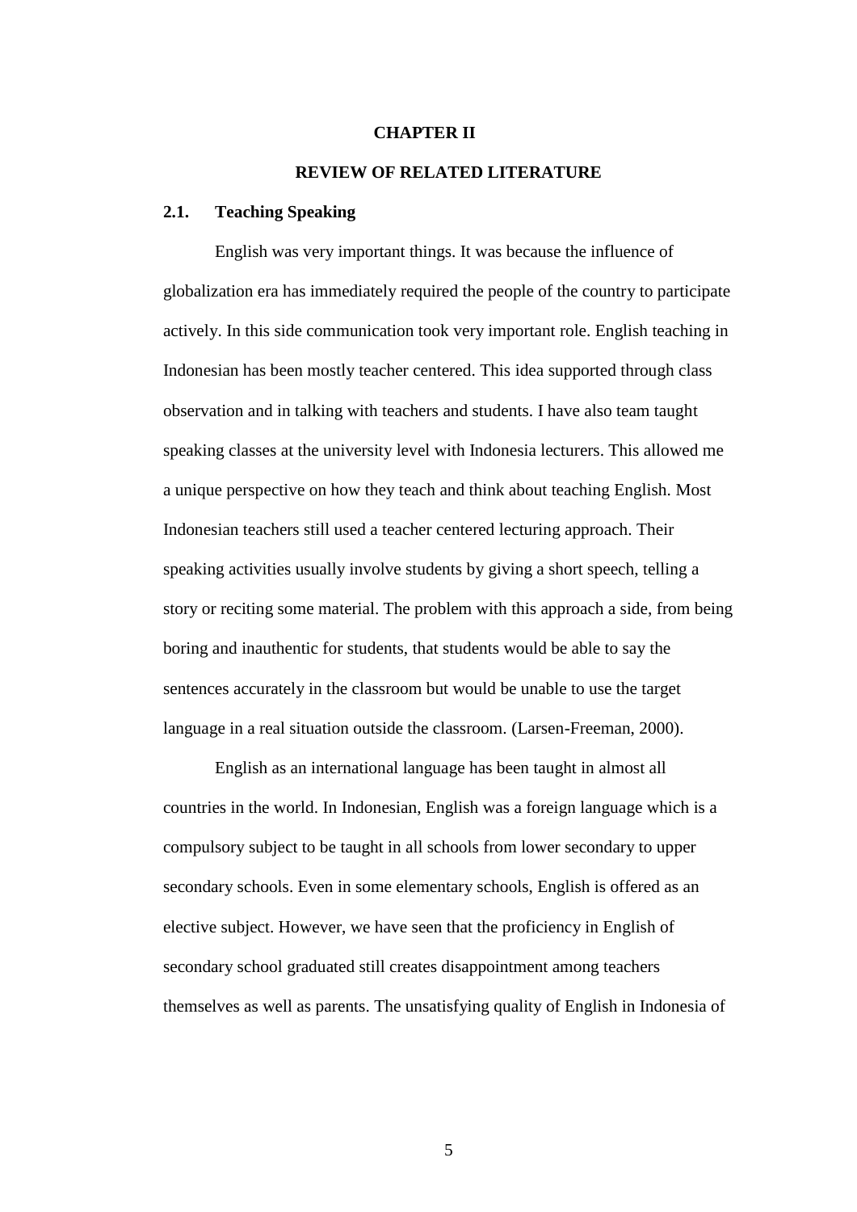# CHAPTER II

# REVIEW OF RELATED LITERATURE

## 2.1. Teaching Speaking

English was very important things. It was because the influence of globalization era has immediately required the people of the country to participate actively. In this side communication took very important role. English teaching in Indonesian has been mostly teacher centered. This idea supported through class observation and in talking with teachers and students. I have also team taught speaking classes at the university level with Indonesia lecturers. This allowed me a unique perspective on how they teach and think about teaching English. Most Indonesian teachers still used a teacher centered lecturing approach. Their speaking activities usually involve students by giving a short speech, telling a story or reciting some material. The problem with this approach a side, from being boring and inauthentic for students, that students would be able to say the sentences accurately in the classroom but would be unable to use the target language in a real situation outside the classroom. (Larsen-Freeman, 2000).

English as an international language has been taught in almost all countries in the world. In Indonesian, English was a foreign language which is a compulsory subject to be taught in all schools from lower secondary to upper secondary schools. Even in some elementary schools, English is offered as an elective subject. However, we have seen that the proficiency in English of secondary school graduated still creates disappointment among teachers themselves as well as parents. The unsatisfying quality of English in Indonesia of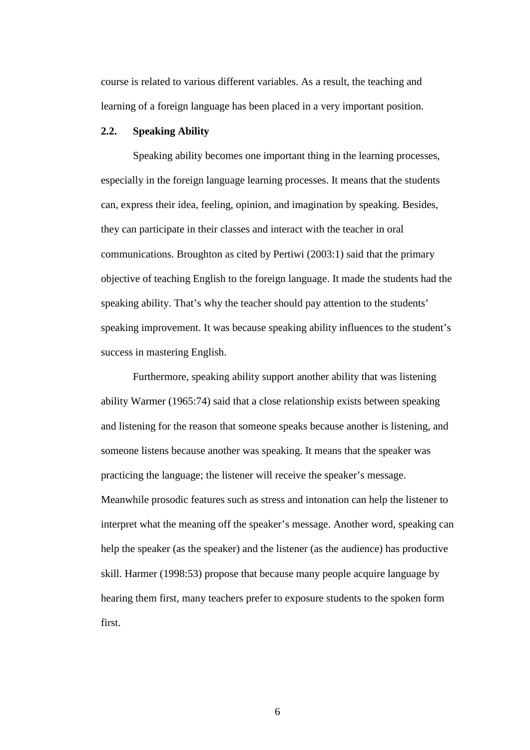course is related to various different variables. As a result, the teaching and learning of a foreign language has been placed in a very important position.

## 2.2. Speaking Ability

Speaking ability becomes one important thing in the learning processes, especially in the foreign language learning processes. It means that the students can, express their idea, feeling, opinion, and imagination by speaking. Besides, they can participate in their classes and interact with the teacher in oral communications. Broughton as cited by Pertiwi (2003:1) said that the primary objective of teaching English to the foreign language. It made the students had the speaking ability. That's why the teacher should pay attention to the students' speaking improvement. It was because speaking ability influences to the student's success in mastering English.

Furthermore, speaking ability support another ability that was listening ability Warmer (1965:74) said that a close relationship exists between speaking and listening for the reason that someone speaks because another is listening, and someone listens because another was speaking. It means that the speaker was practicing the language; the listener will receive the speaker's message. Meanwhile prosodic features such as stress and intonation can help the listener to interpret what the meaning off the speaker's message. Another word, speaking can help the speaker (as the speaker) and the listener (as the audience) has productive skill. Harmer (1998:53) propose that because many people acquire language by hearing them first, many teachers prefer to exposure students to the spoken form first.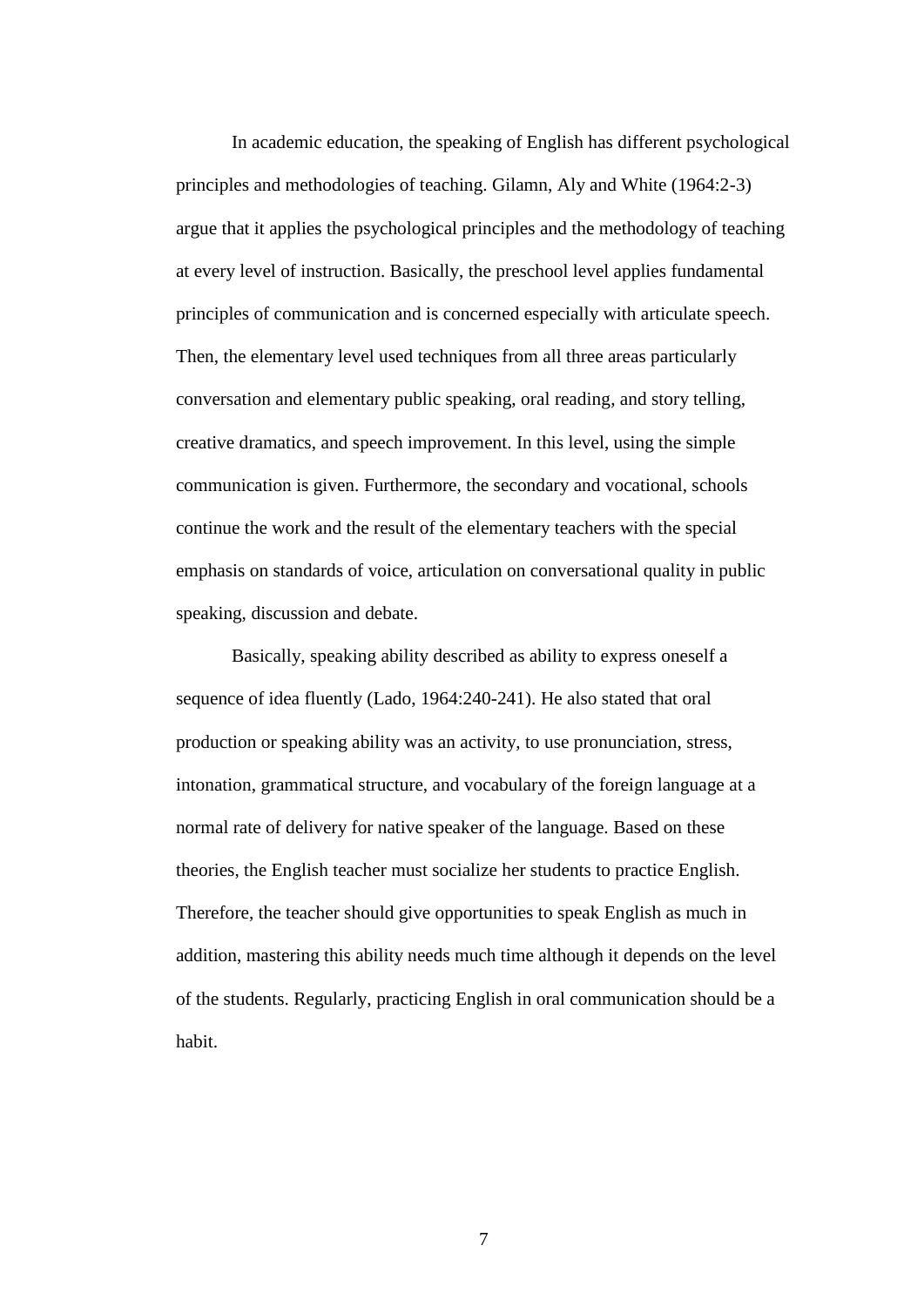In academic education, the speaking of English has different psychological principles and methodologies of teaching. Gilamn, Aly and White (1964:2-3) argue that it applies the psychological principles and the methodology of teaching at every level of instruction. Basically, the preschool level applies fundamental principles of communication and is concerned especially with articulate speech. Then, the elementary level used techniques from all three areas particularly conversation and elementary public speaking, oral reading, and story telling, creative dramatics, and speech improvement. In this level, using the simple communication is given. Furthermore, the secondary and vocational, schools continue the work and the result of the elementary teachers with the special emphasis on standards of voice, articulation on conversational quality in public speaking, discussion and debate.

Basically, speaking ability described as ability to express oneself a sequence of idea fluently (Lado, 1964:240-241). He also stated that oral production or speaking ability was an activity, to use pronunciation, stress, intonation, grammatical structure, and vocabulary of the foreign language at a normal rate of delivery for native speaker of the language. Based on these theories, the English teacher must socialize her students to practice English. Therefore, the teacher should give opportunities to speak English as much in addition, mastering this ability needs much time although it depends on the level of the students. Regularly, practicing English in oral communication should be a habit.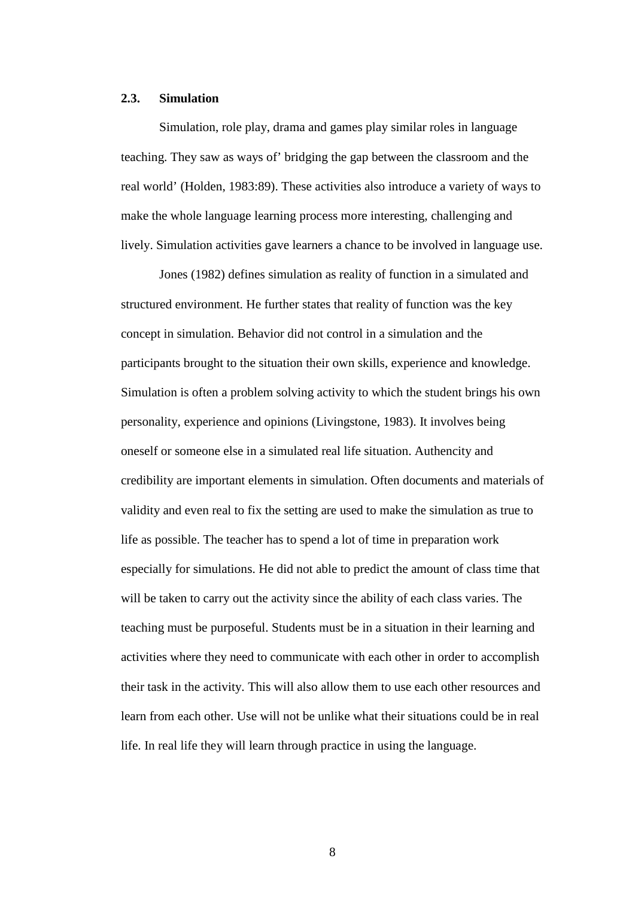### 2.3. Simulation

Simulation, role play, drama and games play similar roles in language teaching. They saw as ways of' bridging the gap between the classroom and the real world' (Holden, 1983:89). These activities also introduce a variety of ways to make the whole language learning process more interesting, challenging and lively. Simulation activities gave learners a chance to be involved in language use.

Jones (1982) defines simulation as reality of function in a simulated and structured environment. He further states that reality of function was the key concept in simulation. Behavior did not control in a simulation and the participants brought to the situation their own skills, experience and knowledge. Simulation is often a problem solving activity to which the student brings his own personality, experience and opinions (Livingstone, 1983). It involves being oneself or someone else in a simulated real life situation. Authencity and credibility are important elements in simulation. Often documents and materials of validity and even real to fix the setting are used to make the simulation as true to life as possible. The teacher has to spend a lot of time in preparation work especially for simulations. He did not able to predict the amount of class time that will be taken to carry out the activity since the ability of each class varies. The teaching must be purposeful. Students must be in a situation in their learning and activities where they need to communicate with each other in order to accomplish their task in the activity. This will also allow them to use each other resources and learn from each other. Use will not be unlike what their situations could be in real life. In real life they will learn through practice in using the language.